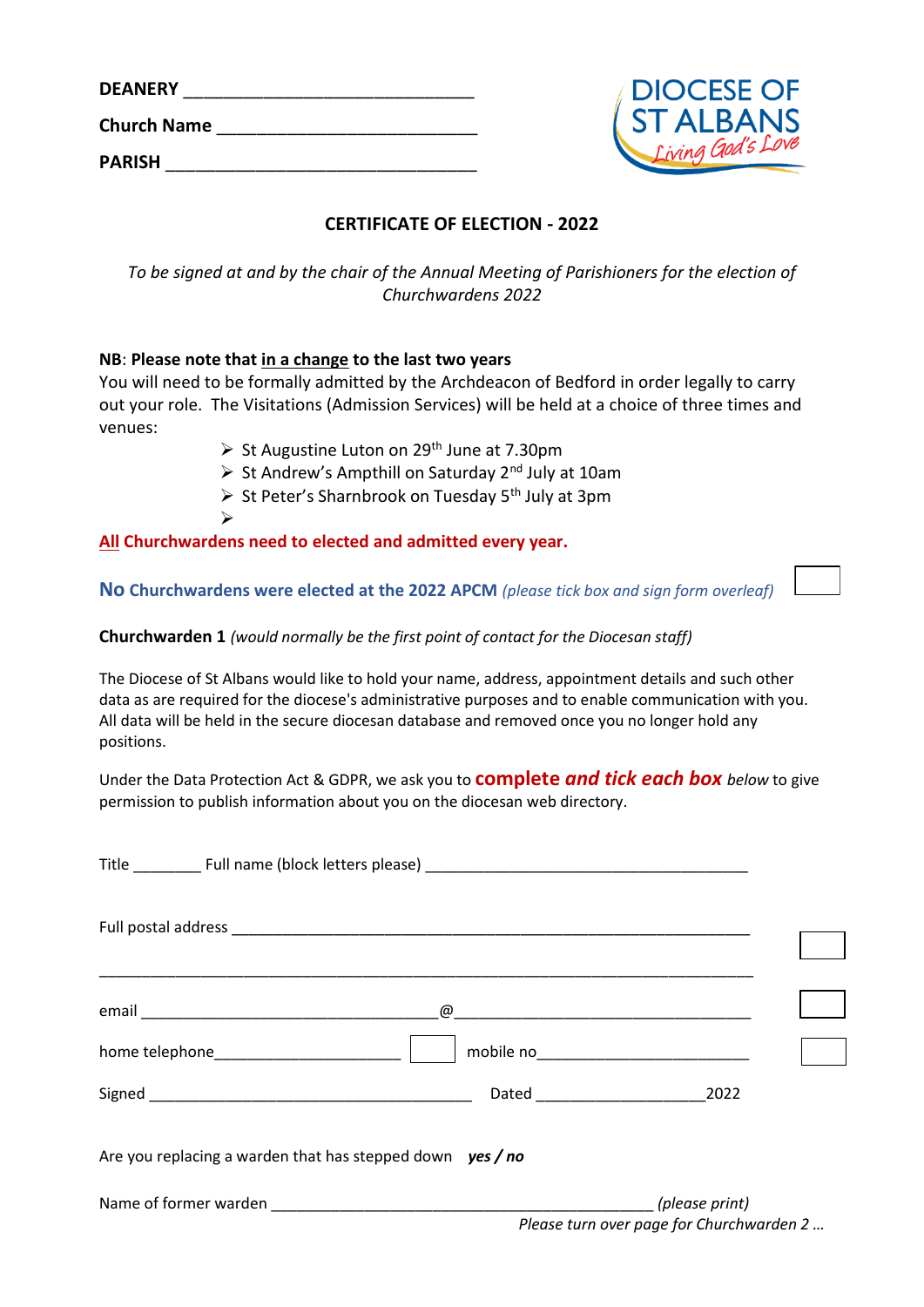DEANERY ______________________________

Church Name __________________________

PARISH ________________________________

DIOCESE OF ST ALBANS *Living God's Love*

## CERTIFICATE OF ELECTION - 2022

*To be signed at and by the chair of the Annual Meeting of Parishioners for the election of Churchwardens 2022*

**NB**: **Please note that <u>in a change</u> to the last two years**
You will need to be formally admitted by the Archdeacon of Bedford in order legally to carry out your role. The Visitations (Admission Services) will be held at a choice of three times and venues:

- St Augustine Luton on 29th June at 7.30pm
- St Andrew's Ampthill on Saturday 2nd July at 10am
- St Peter's Sharnbrook on Tuesday 5th July at 3pm
-

**<u>All</u> Churchwardens need to elected and admitted every year.**

**No Churchwardens were elected at the 2022 APCM** *(please tick box and sign form overleaf)* ☐

**Churchwarden 1** *(would normally be the first point of contact for the Diocesan staff)*

The Diocese of St Albans would like to hold your name, address, appointment details and such other data as are required for the diocese's administrative purposes and to enable communication with you. All data will be held in the secure diocesan database and removed once you no longer hold any positions.

Under the Data Protection Act & GDPR, we ask you to **complete *and tick each box*** *below* to give permission to publish information about you on the diocesan web directory.

Title ________ Full name (block letters please) ______________________________________

Full postal address ______________________________________________________________ ☐

_________________________________________________________________________

email ___________________________________@___________________________________ ☐

home telephone______________________ ☐ mobile no_________________________ ☐

Signed _______________________________________ Dated ____________________2022

Are you replacing a warden that has stepped down ***yes / no***

Name of former warden _____________________________________________ *(please print)*

*Please turn over page for Churchwarden 2 …*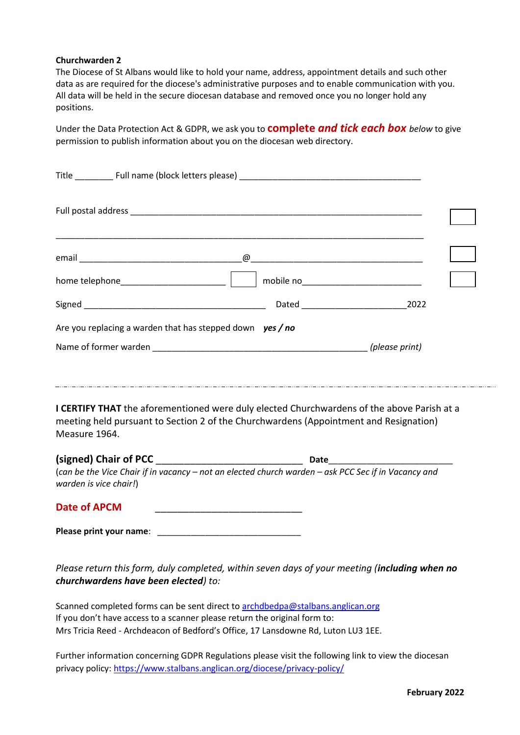**Churchwarden 2**

The Diocese of St Albans would like to hold your name, address, appointment details and such other data as are required for the diocese's administrative purposes and to enable communication with you. All data will be held in the secure diocesan database and removed once you no longer hold any positions.

Under the Data Protection Act & GDPR, we ask you to **complete *and tick each box*** *below* to give permission to publish information about you on the diocesan web directory.

Title ________ Full name (block letters please) ______________________________________

Full postal address ______________________________________________________________ ☐

______________________________________________________________________________

email __________________________________@___________________________________ ☐

home telephone______________________ ☐ mobile no_________________________ ☐

Signed _______________________________________ Dated _____________________2022

Are you replacing a warden that has stepped down ***yes / no***

Name of former warden ______________________________________________ *(please print)*

---

**I CERTIFY THAT** the aforementioned were duly elected Churchwardens of the above Parish at a meeting held pursuant to Section 2 of the Churchwardens (Appointment and Resignation) Measure 1964.

**(signed) Chair of PCC** _____________________________ **Date**_________________________

(*can be the Vice Chair if in vacancy – not an elected church warden – ask PCC Sec if in Vacancy and warden is vice chair!*)

**Date of APCM** ______________________________

**Please print your name**: ______________________________

*Please return this form, duly completed, within seven days of your meeting (**including when no churchwardens have been elected**) to:*

Scanned completed forms can be sent direct to archdbedpa@stalbans.anglican.org
If you don't have access to a scanner please return the original form to:
Mrs Tricia Reed - Archdeacon of Bedford's Office, 17 Lansdowne Rd, Luton LU3 1EE.

Further information concerning GDPR Regulations please visit the following link to view the diocesan privacy policy: https://www.stalbans.anglican.org/diocese/privacy-policy/

**February 2022**